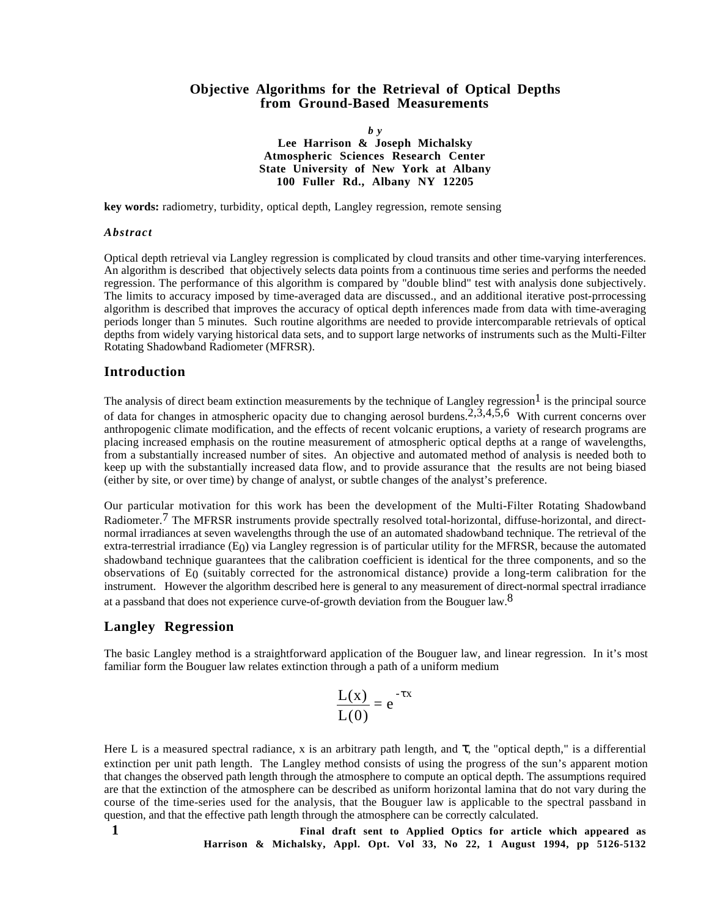# Objective Algorithms for the Retrieval of Optical Depths from Ground-Based Measurements

*by*

**Lee Harrison & Joseph Michalsky**
**Atmospheric Sciences Research Center**
**State University of New York at Albany**
**100 Fuller Rd., Albany NY 12205**

**key words:** radiometry, turbidity, optical depth, Langley regression, remote sensing

### *Abstract*

Optical depth retrieval via Langley regression is complicated by cloud transits and other time-varying interferences. An algorithm is described that objectively selects data points from a continuous time series and performs the needed regression. The performance of this algorithm is compared by "double blind" test with analysis done subjectively. The limits to accuracy imposed by time-averaged data are discussed., and an additional iterative post-prrocessing algorithm is described that improves the accuracy of optical depth inferences made from data with time-averaging periods longer than 5 minutes. Such routine algorithms are needed to provide intercomparable retrievals of optical depths from widely varying historical data sets, and to support large networks of instruments such as the Multi-Filter Rotating Shadowband Radiometer (MFRSR).

## Introduction

The analysis of direct beam extinction measurements by the technique of Langley regression[1] is the principal source of data for changes in atmospheric opacity due to changing aerosol burdens.[2,3,4,5,6] With current concerns over anthropogenic climate modification, and the effects of recent volcanic eruptions, a variety of research programs are placing increased emphasis on the routine measurement of atmospheric optical depths at a range of wavelengths, from a substantially increased number of sites. An objective and automated method of analysis is needed both to keep up with the substantially increased data flow, and to provide assurance that the results are not being biased (either by site, or over time) by change of analyst, or subtle changes of the analyst's preference.

Our particular motivation for this work has been the development of the Multi-Filter Rotating Shadowband Radiometer.[7] The MFRSR instruments provide spectrally resolved total-horizontal, diffuse-horizontal, and direct-normal irradiances at seven wavelengths through the use of an automated shadowband technique. The retrieval of the extra-terrestrial irradiance ($E_0$) via Langley regression is of particular utility for the MFRSR, because the automated shadowband technique guarantees that the calibration coefficient is identical for the three components, and so the observations of $E_0$ (suitably corrected for the astronomical distance) provide a long-term calibration for the instrument. However the algorithm described here is general to any measurement of direct-normal spectral irradiance at a passband that does not experience curve-of-growth deviation from the Bouguer law.[8]

## Langley Regression

The basic Langley method is a straightforward application of the Bouguer law, and linear regression. In it's most familiar form the Bouguer law relates extinction through a path of a uniform medium

$$\frac{L(x)}{L(0)} = e^{-\tau x}$$

Here L is a measured spectral radiance, x is an arbitrary path length, and $\tau$, the "optical depth," is a differential extinction per unit path length. The Langley method consists of using the progress of the sun's apparent motion that changes the observed path length through the atmosphere to compute an optical depth. The assumptions required are that the extinction of the atmosphere can be described as uniform horizontal lamina that do not vary during the course of the time-series used for the analysis, that the Bouguer law is applicable to the spectral passband in question, and that the effective path length through the atmosphere can be correctly calculated.

**Final draft sent to Applied Optics for article which appeared as Harrison & Michalsky, Appl. Opt. Vol 33, No 22, 1 August 1994, pp 5126-5132**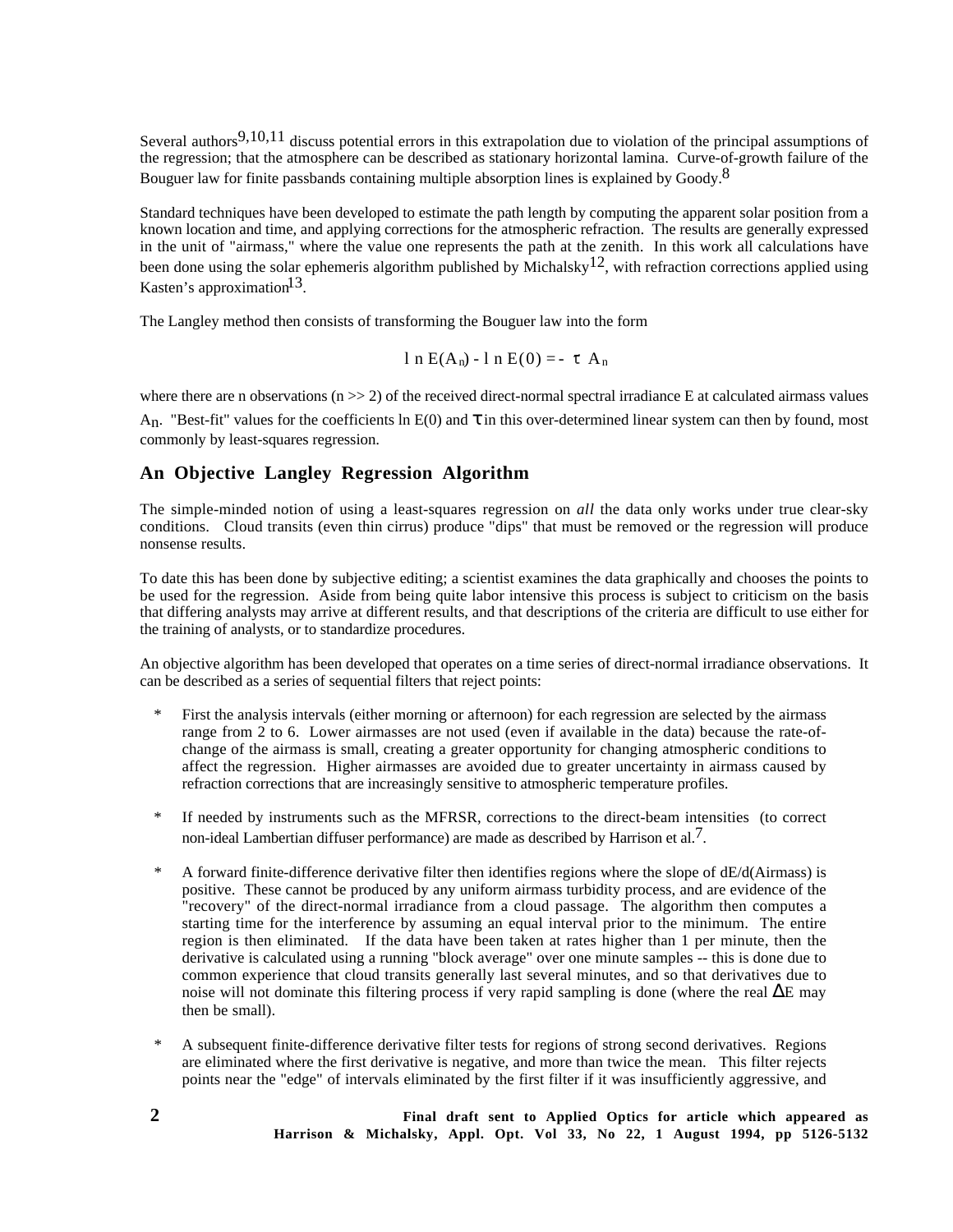Several authors[9,10,11] discuss potential errors in this extrapolation due to violation of the principal assumptions of the regression; that the atmosphere can be described as stationary horizontal lamina. Curve-of-growth failure of the Bouguer law for finite passbands containing multiple absorption lines is explained by Goody.[8]

Standard techniques have been developed to estimate the path length by computing the apparent solar position from a known location and time, and applying corrections for the atmospheric refraction. The results are generally expressed in the unit of "airmass," where the value one represents the path at the zenith. In this work all calculations have been done using the solar ephemeris algorithm published by Michalsky[12], with refraction corrections applied using Kasten's approximation[13].

The Langley method then consists of transforming the Bouguer law into the form

$$\ln E(A_n) - \ln E(0) = -\tau A_n$$

where there are n observations ($n >> 2$) of the received direct-normal spectral irradiance E at calculated airmass values $A_n$. "Best-fit" values for the coefficients $\ln E(0)$ and $\tau$ in this over-determined linear system can then by found, most commonly by least-squares regression.

## An Objective Langley Regression Algorithm

The simple-minded notion of using a least-squares regression on *all* the data only works under true clear-sky conditions. Cloud transits (even thin cirrus) produce "dips" that must be removed or the regression will produce nonsense results.

To date this has been done by subjective editing; a scientist examines the data graphically and chooses the points to be used for the regression. Aside from being quite labor intensive this process is subject to criticism on the basis that differing analysts may arrive at different results, and that descriptions of the criteria are difficult to use either for the training of analysts, or to standardize procedures.

An objective algorithm has been developed that operates on a time series of direct-normal irradiance observations. It can be described as a series of sequential filters that reject points:

* First the analysis intervals (either morning or afternoon) for each regression are selected by the airmass range from 2 to 6. Lower airmasses are not used (even if available in the data) because the rate-of-change of the airmass is small, creating a greater opportunity for changing atmospheric conditions to affect the regression. Higher airmasses are avoided due to greater uncertainty in airmass caused by refraction corrections that are increasingly sensitive to atmospheric temperature profiles.

* If needed by instruments such as the MFRSR, corrections to the direct-beam intensities (to correct non-ideal Lambertian diffuser performance) are made as described by Harrison et al.[7].

* A forward finite-difference derivative filter then identifies regions where the slope of dE/d(Airmass) is positive. These cannot be produced by any uniform airmass turbidity process, and are evidence of the "recovery" of the direct-normal irradiance from a cloud passage. The algorithm then computes a starting time for the interference by assuming an equal interval prior to the minimum. The entire region is then eliminated. If the data have been taken at rates higher than 1 per minute, then the derivative is calculated using a running "block average" over one minute samples -- this is done due to common experience that cloud transits generally last several minutes, and so that derivatives due to noise will not dominate this filtering process if very rapid sampling is done (where the real $\Delta E$ may then be small).

* A subsequent finite-difference derivative filter tests for regions of strong second derivatives. Regions are eliminated where the first derivative is negative, and more than twice the mean. This filter rejects points near the "edge" of intervals eliminated by the first filter if it was insufficiently aggressive, and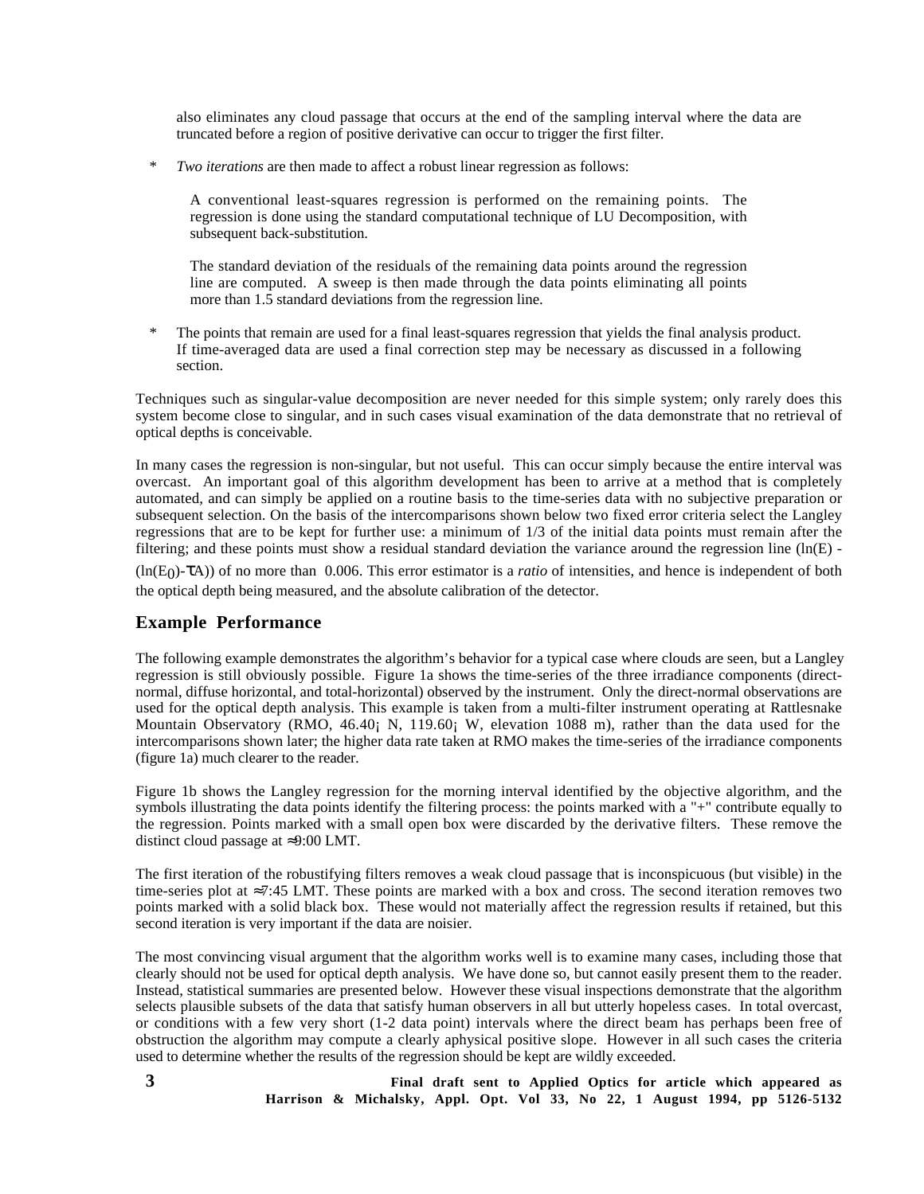also eliminates any cloud passage that occurs at the end of the sampling interval where the data are truncated before a region of positive derivative can occur to trigger the first filter.

* *Two iterations* are then made to affect a robust linear regression as follows:

  A conventional least-squares regression is performed on the remaining points. The regression is done using the standard computational technique of LU Decomposition, with subsequent back-substitution.

  The standard deviation of the residuals of the remaining data points around the regression line are computed. A sweep is then made through the data points eliminating all points more than 1.5 standard deviations from the regression line.

* The points that remain are used for a final least-squares regression that yields the final analysis product. If time-averaged data are used a final correction step may be necessary as discussed in a following section.

Techniques such as singular-value decomposition are never needed for this simple system; only rarely does this system become close to singular, and in such cases visual examination of the data demonstrate that no retrieval of optical depths is conceivable.

In many cases the regression is non-singular, but not useful. This can occur simply because the entire interval was overcast. An important goal of this algorithm development has been to arrive at a method that is completely automated, and can simply be applied on a routine basis to the time-series data with no subjective preparation or subsequent selection. On the basis of the intercomparisons shown below two fixed error criteria select the Langley regressions that are to be kept for further use: a minimum of 1/3 of the initial data points must remain after the filtering; and these points must show a residual standard deviation the variance around the regression line ($\ln(E)$ - $(\ln(E_0)$-$\tau A)$) of no more than 0.006. This error estimator is a *ratio* of intensities, and hence is independent of both the optical depth being measured, and the absolute calibration of the detector.

## Example Performance

The following example demonstrates the algorithm's behavior for a typical case where clouds are seen, but a Langley regression is still obviously possible. Figure 1a shows the time-series of the three irradiance components (direct-normal, diffuse horizontal, and total-horizontal) observed by the instrument. Only the direct-normal observations are used for the optical depth analysis. This example is taken from a multi-filter instrument operating at Rattlesnake Mountain Observatory (RMO, 46.40¡ N, 119.60¡ W, elevation 1088 m), rather than the data used for the intercomparisons shown later; the higher data rate taken at RMO makes the time-series of the irradiance components (figure 1a) much clearer to the reader.

Figure 1b shows the Langley regression for the morning interval identified by the objective algorithm, and the symbols illustrating the data points identify the filtering process: the points marked with a "+" contribute equally to the regression. Points marked with a small open box were discarded by the derivative filters. These remove the distinct cloud passage at ≈9:00 LMT.

The first iteration of the robustifying filters removes a weak cloud passage that is inconspicuous (but visible) in the time-series plot at ≈7:45 LMT. These points are marked with a box and cross. The second iteration removes two points marked with a solid black box. These would not materially affect the regression results if retained, but this second iteration is very important if the data are noisier.

The most convincing visual argument that the algorithm works well is to examine many cases, including those that clearly should not be used for optical depth analysis. We have done so, but cannot easily present them to the reader. Instead, statistical summaries are presented below. However these visual inspections demonstrate that the algorithm selects plausible subsets of the data that satisfy human observers in all but utterly hopeless cases. In total overcast, or conditions with a few very short (1-2 data point) intervals where the direct beam has perhaps been free of obstruction the algorithm may compute a clearly aphysical positive slope. However in all such cases the criteria used to determine whether the results of the regression should be kept are wildly exceeded.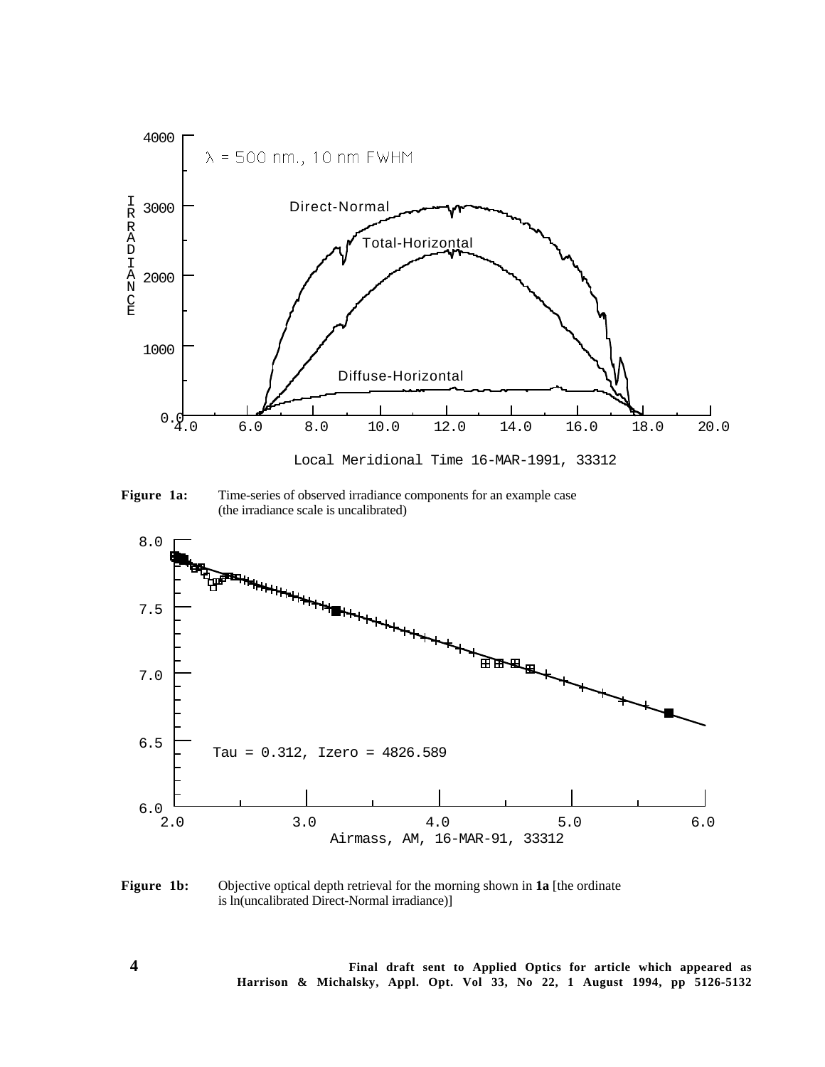**Figure 1a:** Time-series of observed irradiance components for an example case (the irradiance scale is uncalibrated)

**Figure 1b:** Objective optical depth retrieval for the morning shown in **1a** [the ordinate is ln(uncalibrated Direct-Normal irradiance)]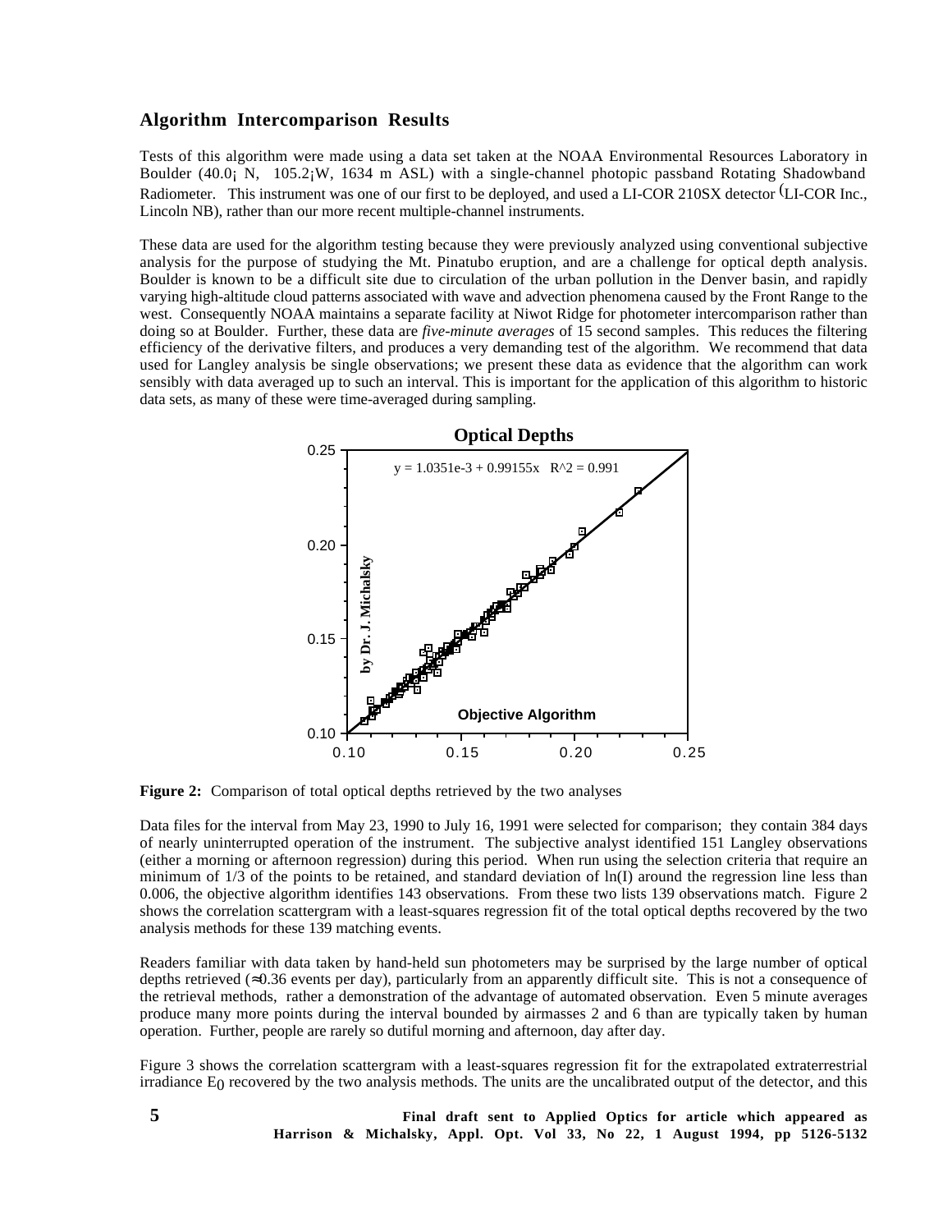## Algorithm Intercomparison Results

Tests of this algorithm were made using a data set taken at the NOAA Environmental Resources Laboratory in Boulder (40.0¡ N, 105.2¡W, 1634 m ASL) with a single-channel photopic passband Rotating Shadowband Radiometer. This instrument was one of our first to be deployed, and used a LI-COR 210SX detector (LI-COR Inc., Lincoln NB), rather than our more recent multiple-channel instruments.

These data are used for the algorithm testing because they were previously analyzed using conventional subjective analysis for the purpose of studying the Mt. Pinatubo eruption, and are a challenge for optical depth analysis. Boulder is known to be a difficult site due to circulation of the urban pollution in the Denver basin, and rapidly varying high-altitude cloud patterns associated with wave and advection phenomena caused by the Front Range to the west. Consequently NOAA maintains a separate facility at Niwot Ridge for photometer intercomparison rather than doing so at Boulder. Further, these data are *five-minute averages* of 15 second samples. This reduces the filtering efficiency of the derivative filters, and produces a very demanding test of the algorithm. We recommend that data used for Langley analysis be single observations; we present these data as evidence that the algorithm can work sensibly with data averaged up to such an interval. This is important for the application of this algorithm to historic data sets, as many of these were time-averaged during sampling.

**Figure 2:** Comparison of total optical depths retrieved by the two analyses

Data files for the interval from May 23, 1990 to July 16, 1991 were selected for comparison; they contain 384 days of nearly uninterrupted operation of the instrument. The subjective analyst identified 151 Langley observations (either a morning or afternoon regression) during this period. When run using the selection criteria that require an minimum of 1/3 of the points to be retained, and standard deviation of $\ln(I)$ around the regression line less than 0.006, the objective algorithm identifies 143 observations. From these two lists 139 observations match. Figure 2 shows the correlation scattergram with a least-squares regression fit of the total optical depths recovered by the two analysis methods for these 139 matching events.

Readers familiar with data taken by hand-held sun photometers may be surprised by the large number of optical depths retrieved ($\approx$0.36 events per day), particularly from an apparently difficult site. This is not a consequence of the retrieval methods, rather a demonstration of the advantage of automated observation. Even 5 minute averages produce many more points during the interval bounded by airmasses 2 and 6 than are typically taken by human operation. Further, people are rarely so dutiful morning and afternoon, day after day.

Figure 3 shows the correlation scattergram with a least-squares regression fit for the extrapolated extraterrestrial irradiance $E_0$ recovered by the two analysis methods. The units are the uncalibrated output of the detector, and this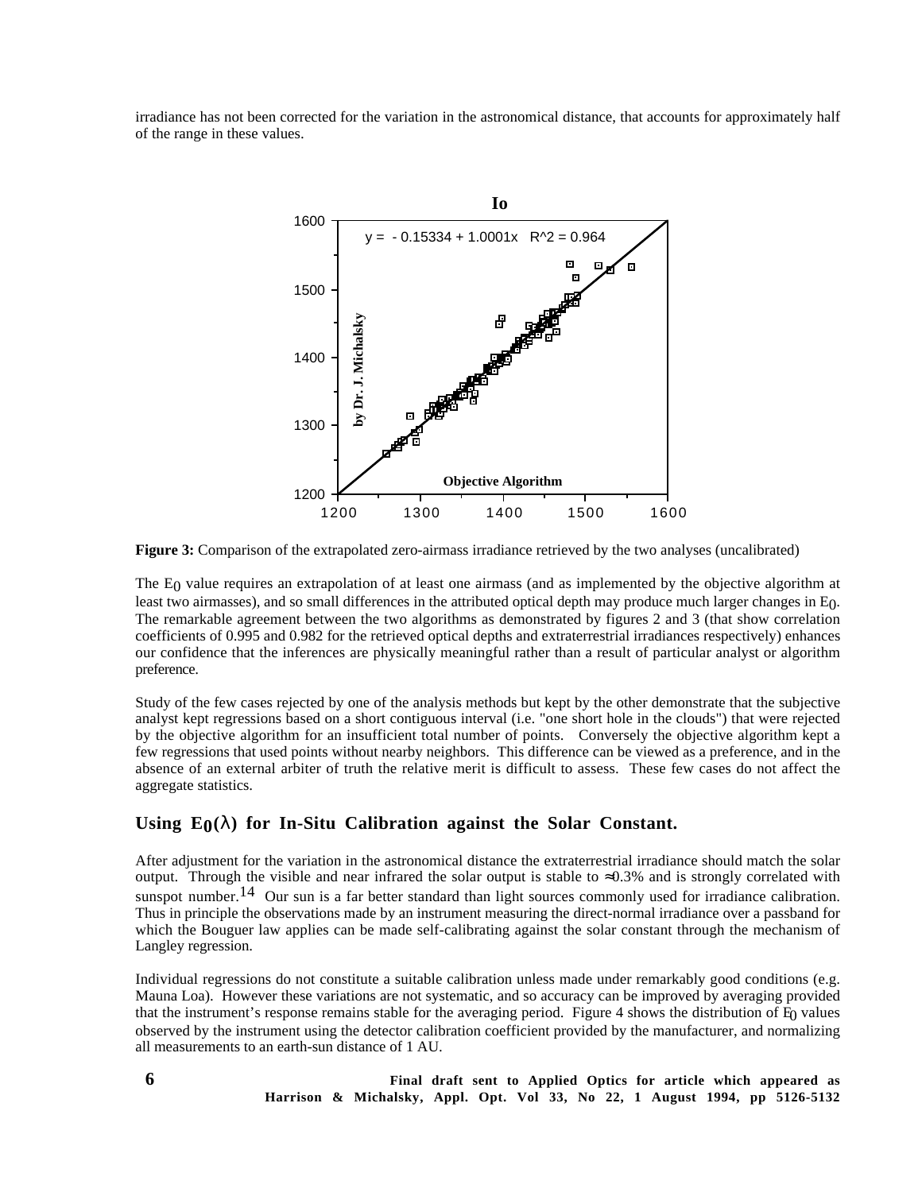irradiance has not been corrected for the variation in the astronomical distance, that accounts for approximately half of the range in these values.

**Figure 3:** Comparison of the extrapolated zero-airmass irradiance retrieved by the two analyses (uncalibrated)

The $E_0$ value requires an extrapolation of at least one airmass (and as implemented by the objective algorithm at least two airmasses), and so small differences in the attributed optical depth may produce much larger changes in $E_0$. The remarkable agreement between the two algorithms as demonstrated by figures 2 and 3 (that show correlation coefficients of 0.995 and 0.982 for the retrieved optical depths and extraterrestrial irradiances respectively) enhances our confidence that the inferences are physically meaningful rather than a result of particular analyst or algorithm preference.

Study of the few cases rejected by one of the analysis methods but kept by the other demonstrate that the subjective analyst kept regressions based on a short contiguous interval (i.e. "one short hole in the clouds") that were rejected by the objective algorithm for an insufficient total number of points. Conversely the objective algorithm kept a few regressions that used points without nearby neighbors. This difference can be viewed as a preference, and in the absence of an external arbiter of truth the relative merit is difficult to assess. These few cases do not affect the aggregate statistics.

## Using $E_0(\lambda)$ for In-Situ Calibration against the Solar Constant.

After adjustment for the variation in the astronomical distance the extraterrestrial irradiance should match the solar output. Through the visible and near infrared the solar output is stable to ≈0.3% and is strongly correlated with sunspot number.[14] Our sun is a far better standard than light sources commonly used for irradiance calibration. Thus in principle the observations made by an instrument measuring the direct-normal irradiance over a passband for which the Bouguer law applies can be made self-calibrating against the solar constant through the mechanism of Langley regression.

Individual regressions do not constitute a suitable calibration unless made under remarkably good conditions (e.g. Mauna Loa). However these variations are not systematic, and so accuracy can be improved by averaging provided that the instrument's response remains stable for the averaging period. Figure 4 shows the distribution of $E_0$ values observed by the instrument using the detector calibration coefficient provided by the manufacturer, and normalizing all measurements to an earth-sun distance of 1 AU.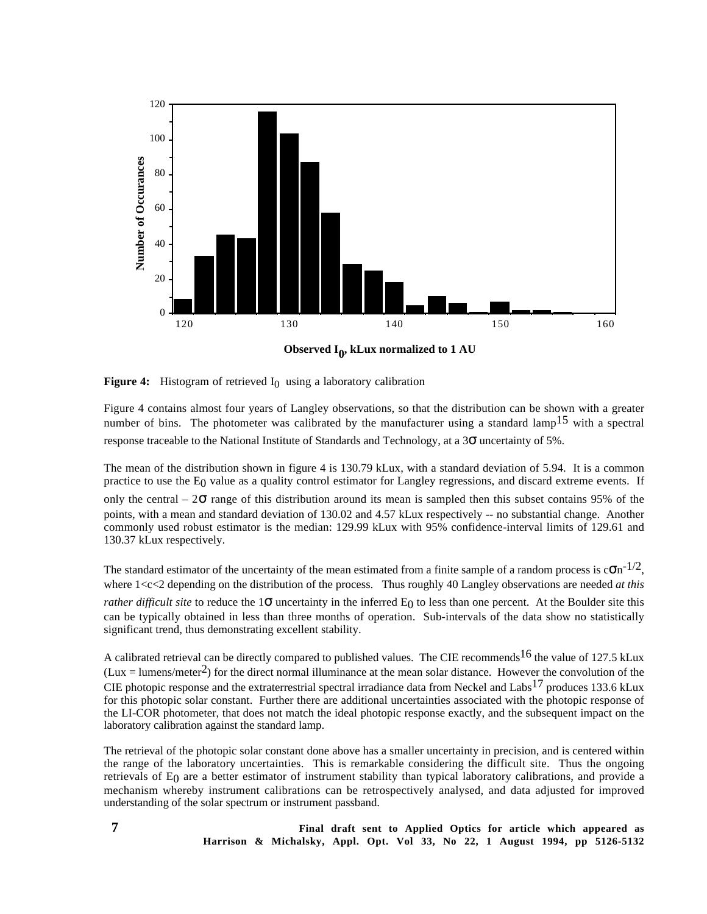**Figure 4:** Histogram of retrieved $I_0$ using a laboratory calibration

Figure 4 contains almost four years of Langley observations, so that the distribution can be shown with a greater number of bins. The photometer was calibrated by the manufacturer using a standard lamp[15] with a spectral response traceable to the National Institute of Standards and Technology, at a $3\sigma$ uncertainty of 5%.

The mean of the distribution shown in figure 4 is 130.79 kLux, with a standard deviation of 5.94. It is a common practice to use the $E_0$ value as a quality control estimator for Langley regressions, and discard extreme events. If only the central $-2\sigma$ range of this distribution around its mean is sampled then this subset contains 95% of the points, with a mean and standard deviation of 130.02 and 4.57 kLux respectively -- no substantial change. Another commonly used robust estimator is the median: 129.99 kLux with 95% confidence-interval limits of 129.61 and 130.37 kLux respectively.

The standard estimator of the uncertainty of the mean estimated from a finite sample of a random process is $c\sigma n^{-1/2}$, where $1<c<2$ depending on the distribution of the process. Thus roughly 40 Langley observations are needed *at this rather difficult site* to reduce the $1\sigma$ uncertainty in the inferred $E_0$ to less than one percent. At the Boulder site this can be typically obtained in less than three months of operation. Sub-intervals of the data show no statistically significant trend, thus demonstrating excellent stability.

A calibrated retrieval can be directly compared to published values. The CIE recommends[16] the value of 127.5 kLux (Lux = lumens/meter$^2$) for the direct normal illuminance at the mean solar distance. However the convolution of the CIE photopic response and the extraterrestrial spectral irradiance data from Neckel and Labs[17] produces 133.6 kLux for this photopic solar constant. Further there are additional uncertainties associated with the photopic response of the LI-COR photometer, that does not match the ideal photopic response exactly, and the subsequent impact on the laboratory calibration against the standard lamp.

The retrieval of the photopic solar constant done above has a smaller uncertainty in precision, and is centered within the range of the laboratory uncertainties. This is remarkable considering the difficult site. Thus the ongoing retrievals of $E_0$ are a better estimator of instrument stability than typical laboratory calibrations, and provide a mechanism whereby instrument calibrations can be retrospectively analysed, and data adjusted for improved understanding of the solar spectrum or instrument passband.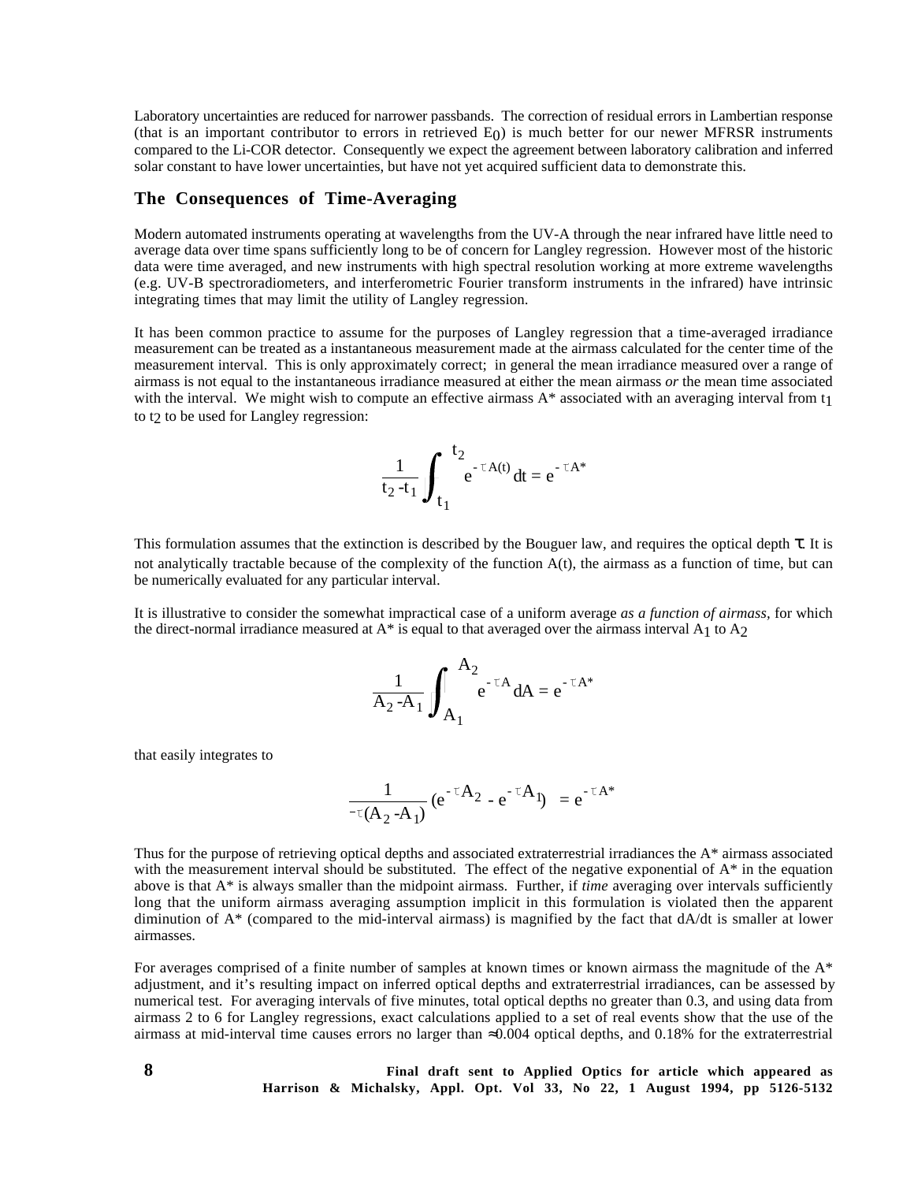Laboratory uncertainties are reduced for narrower passbands. The correction of residual errors in Lambertian response (that is an important contributor to errors in retrieved $E_0$) is much better for our newer MFRSR instruments compared to the Li-COR detector. Consequently we expect the agreement between laboratory calibration and inferred solar constant to have lower uncertainties, but have not yet acquired sufficient data to demonstrate this.

## The Consequences of Time-Averaging

Modern automated instruments operating at wavelengths from the UV-A through the near infrared have little need to average data over time spans sufficiently long to be of concern for Langley regression. However most of the historic data were time averaged, and new instruments with high spectral resolution working at more extreme wavelengths (e.g. UV-B spectroradiometers, and interferometric Fourier transform instruments in the infrared) have intrinsic integrating times that may limit the utility of Langley regression.

It has been common practice to assume for the purposes of Langley regression that a time-averaged irradiance measurement can be treated as a instantaneous measurement made at the airmass calculated for the center time of the measurement interval. This is only approximately correct; in general the mean irradiance measured over a range of airmass is not equal to the instantaneous irradiance measured at either the mean airmass *or* the mean time associated with the interval. We might wish to compute an effective airmass A* associated with an averaging interval from $t_1$ to $t_2$ to be used for Langley regression:

$$\frac{1}{t_2 - t_1} \int_{t_1}^{t_2} e^{-\tau A(t)}\, dt = e^{-\tau A^*}$$

This formulation assumes that the extinction is described by the Bouguer law, and requires the optical depth $\tau$. It is not analytically tractable because of the complexity of the function A(t), the airmass as a function of time, but can be numerically evaluated for any particular interval.

It is illustrative to consider the somewhat impractical case of a uniform average *as a function of airmass,* for which the direct-normal irradiance measured at A* is equal to that averaged over the airmass interval $A_1$ to $A_2$

$$\frac{1}{A_2 - A_1} \int_{A_1}^{A_2} e^{-\tau A}\, dA = e^{-\tau A^*}$$

that easily integrates to

$$\frac{1}{-\tau(A_2 - A_1)} \left(e^{-\tau A_2} - e^{-\tau A_1}\right) = e^{-\tau A^*}$$

Thus for the purpose of retrieving optical depths and associated extraterrestrial irradiances the A* airmass associated with the measurement interval should be substituted. The effect of the negative exponential of A* in the equation above is that A* is always smaller than the midpoint airmass. Further, if *time* averaging over intervals sufficiently long that the uniform airmass averaging assumption implicit in this formulation is violated then the apparent diminution of A* (compared to the mid-interval airmass) is magnified by the fact that dA/dt is smaller at lower airmasses.

For averages comprised of a finite number of samples at known times or known airmass the magnitude of the A* adjustment, and it's resulting impact on inferred optical depths and extraterrestrial irradiances, can be assessed by numerical test. For averaging intervals of five minutes, total optical depths no greater than 0.3, and using data from airmass 2 to 6 for Langley regressions, exact calculations applied to a set of real events show that the use of the airmass at mid-interval time causes errors no larger than ≈0.004 optical depths, and 0.18% for the extraterrestrial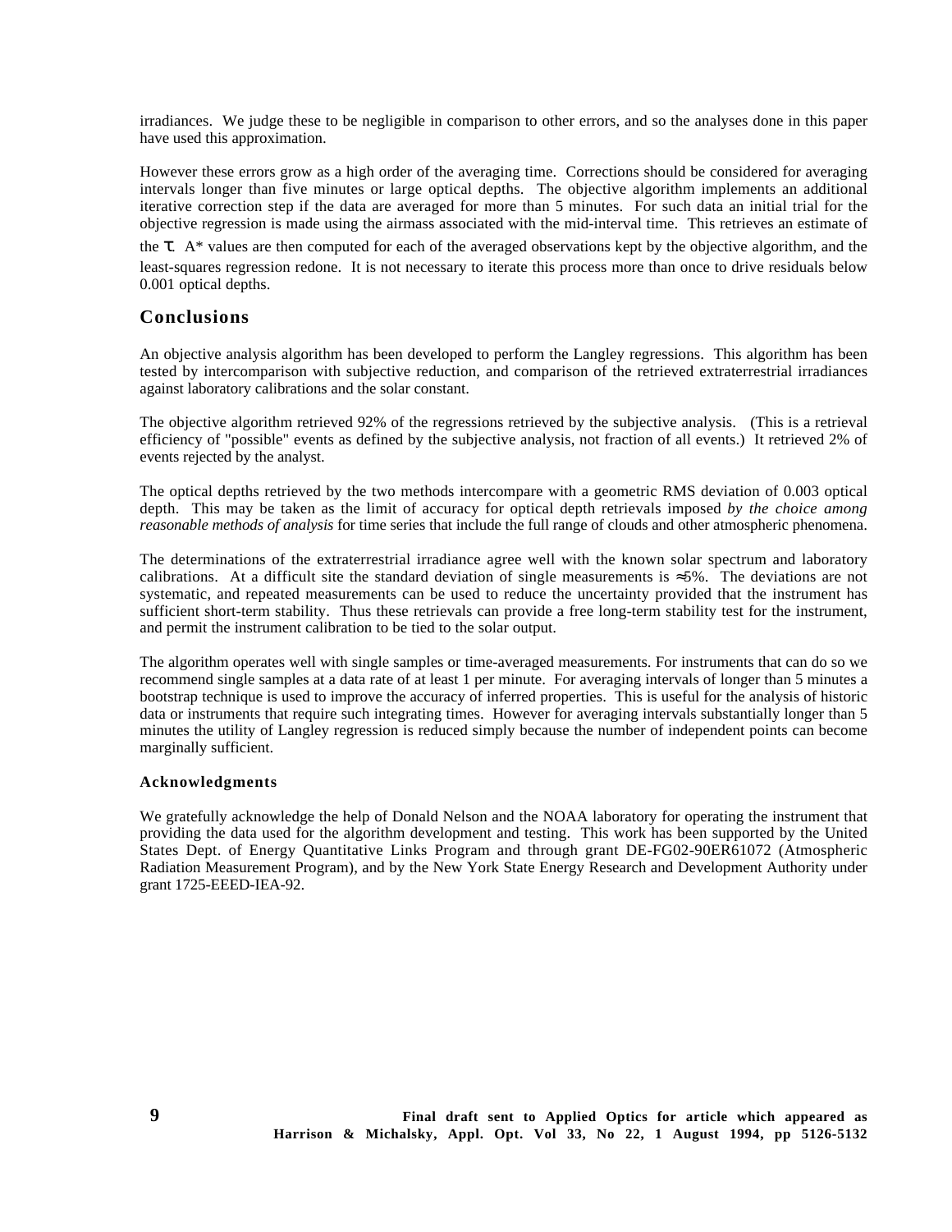irradiances. We judge these to be negligible in comparison to other errors, and so the analyses done in this paper have used this approximation.

However these errors grow as a high order of the averaging time. Corrections should be considered for averaging intervals longer than five minutes or large optical depths. The objective algorithm implements an additional iterative correction step if the data are averaged for more than 5 minutes. For such data an initial trial for the objective regression is made using the airmass associated with the mid-interval time. This retrieves an estimate of the $\tau$. A* values are then computed for each of the averaged observations kept by the objective algorithm, and the least-squares regression redone. It is not necessary to iterate this process more than once to drive residuals below 0.001 optical depths.

## Conclusions

An objective analysis algorithm has been developed to perform the Langley regressions. This algorithm has been tested by intercomparison with subjective reduction, and comparison of the retrieved extraterrestrial irradiances against laboratory calibrations and the solar constant.

The objective algorithm retrieved 92% of the regressions retrieved by the subjective analysis. (This is a retrieval efficiency of "possible" events as defined by the subjective analysis, not fraction of all events.) It retrieved 2% of events rejected by the analyst.

The optical depths retrieved by the two methods intercompare with a geometric RMS deviation of 0.003 optical depth. This may be taken as the limit of accuracy for optical depth retrievals imposed *by the choice among reasonable methods of analysis* for time series that include the full range of clouds and other atmospheric phenomena.

The determinations of the extraterrestrial irradiance agree well with the known solar spectrum and laboratory calibrations. At a difficult site the standard deviation of single measurements is ≈5%. The deviations are not systematic, and repeated measurements can be used to reduce the uncertainty provided that the instrument has sufficient short-term stability. Thus these retrievals can provide a free long-term stability test for the instrument, and permit the instrument calibration to be tied to the solar output.

The algorithm operates well with single samples or time-averaged measurements. For instruments that can do so we recommend single samples at a data rate of at least 1 per minute. For averaging intervals of longer than 5 minutes a bootstrap technique is used to improve the accuracy of inferred properties. This is useful for the analysis of historic data or instruments that require such integrating times. However for averaging intervals substantially longer than 5 minutes the utility of Langley regression is reduced simply because the number of independent points can become marginally sufficient.

### Acknowledgments

We gratefully acknowledge the help of Donald Nelson and the NOAA laboratory for operating the instrument that providing the data used for the algorithm development and testing. This work has been supported by the United States Dept. of Energy Quantitative Links Program and through grant DE-FG02-90ER61072 (Atmospheric Radiation Measurement Program), and by the New York State Energy Research and Development Authority under grant 1725-EEED-IEA-92.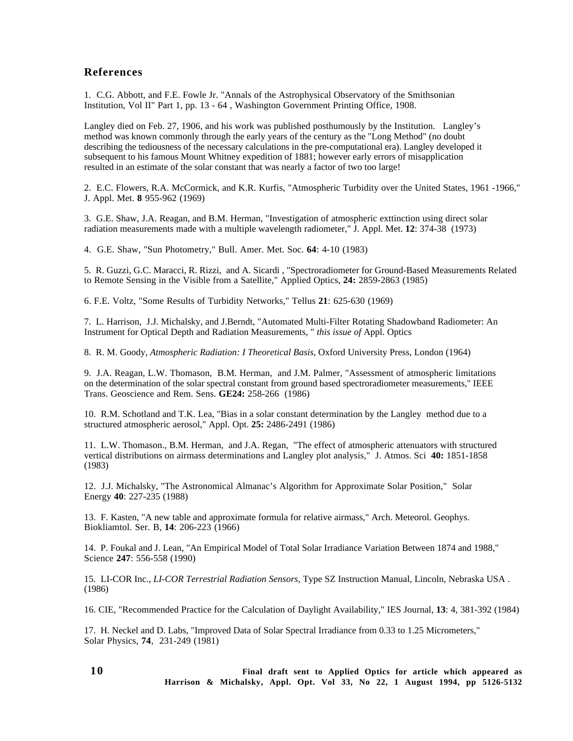## References

1. C.G. Abbott, and F.E. Fowle Jr. "Annals of the Astrophysical Observatory of the Smithsonian Institution, Vol II" Part 1, pp. 13 - 64 , Washington Government Printing Office, 1908.

Langley died on Feb. 27, 1906, and his work was published posthumously by the Institution. Langley's method was known commonly through the early years of the century as the "Long Method" (no doubt describing the tediousness of the necessary calculations in the pre-computational era). Langley developed it subsequent to his famous Mount Whitney expedition of 1881; however early errors of misapplication resulted in an estimate of the solar constant that was nearly a factor of two too large!

2. E.C. Flowers, R.A. McCormick, and K.R. Kurfis, "Atmospheric Turbidity over the United States, 1961 -1966," J. Appl. Met. **8** 955-962 (1969)

3. G.E. Shaw, J.A. Reagan, and B.M. Herman, "Investigation of atmospheric exttinction using direct solar radiation measurements made with a multiple wavelength radiometer," J. Appl. Met. **12**: 374-38 (1973)

4. G.E. Shaw, "Sun Photometry," Bull. Amer. Met. Soc. **64**: 4-10 (1983)

5. R. Guzzi, G.C. Maracci, R. Rizzi, and A. Sicardi , "Spectroradiometer for Ground-Based Measurements Related to Remote Sensing in the Visible from a Satellite," Applied Optics, **24:** 2859-2863 (1985)

6. F.E. Voltz, "Some Results of Turbidity Networks," Tellus **21**: 625-630 (1969)

7. L. Harrison, J.J. Michalsky, and J.Berndt, "Automated Multi-Filter Rotating Shadowband Radiometer: An Instrument for Optical Depth and Radiation Measurements, " *this issue of* Appl. Optics

8. R. M. Goody, *Atmospheric Radiation: I Theoretical Basis*, Oxford University Press, London (1964)

9. J.A. Reagan, L.W. Thomason, B.M. Herman, and J.M. Palmer, "Assessment of atmospheric limitations on the determination of the solar spectral constant from ground based spectroradiometer measurements," IEEE Trans. Geoscience and Rem. Sens. **GE24:** 258-266 (1986)

10. R.M. Schotland and T.K. Lea, "Bias in a solar constant determination by the Langley method due to a structured atmospheric aerosol," Appl. Opt. **25:** 2486-2491 (1986)

11. L.W. Thomason., B.M. Herman, and J.A. Regan, "The effect of atmospheric attenuators with structured vertical distributions on airmass determinations and Langley plot analysis," J. Atmos. Sci **40:** 1851-1858 (1983)

12. J.J. Michalsky, "The Astronomical Almanac's Algorithm for Approximate Solar Position," Solar Energy **40**: 227-235 (1988)

13. F. Kasten, "A new table and approximate formula for relative airmass," Arch. Meteorol. Geophys. Biokliamtol. Ser. B, **14**: 206-223 (1966)

14. P. Foukal and J. Lean, "An Empirical Model of Total Solar Irradiance Variation Between 1874 and 1988," Science **247**: 556-558 (1990)

15. LI-COR Inc., *LI-COR Terrestrial Radiation Sensors*, Type SZ Instruction Manual, Lincoln, Nebraska USA . (1986)

16. CIE, "Recommended Practice for the Calculation of Daylight Availability," IES Journal, **13**: 4, 381-392 (1984)

17. H. Neckel and D. Labs, "Improved Data of Solar Spectral Irradiance from 0.33 to 1.25 Micrometers," Solar Physics, **74**, 231-249 (1981)